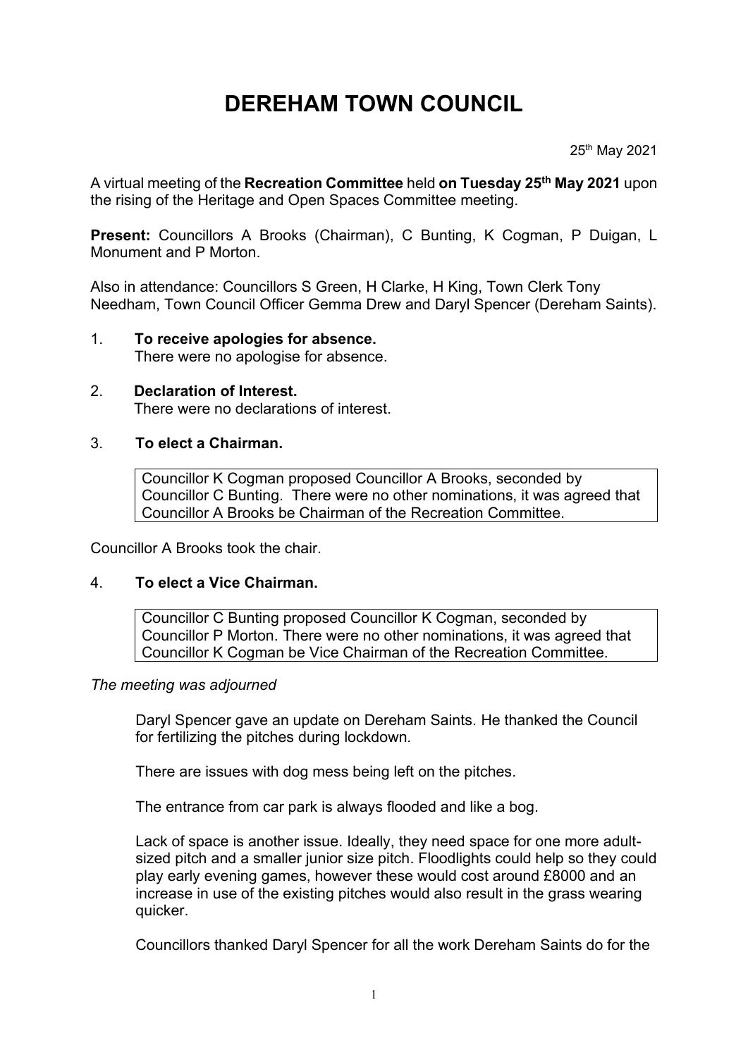# DEREHAM TOWN COUNCIL

25th May 2021

A virtual meeting of the **Recreation Committee** held **on Tuesday 25th May 2021** upon the rising of the Heritage and Open Spaces Committee meeting.

**Present:** Councillors A Brooks (Chairman), C Bunting, K Cogman, P Duigan, L Monument and P Morton.

Also in attendance: Councillors S Green, H Clarke, H King, Town Clerk Tony Needham, Town Council Officer Gemma Drew and Daryl Spencer (Dereham Saints).

1. **To receive apologies for absence.**
   There were no apologise for absence.

2. **Declaration of Interest.**
   There were no declarations of interest.

3. **To elect a Chairman.**

   Councillor K Cogman proposed Councillor A Brooks, seconded by Councillor C Bunting. There were no other nominations, it was agreed that Councillor A Brooks be Chairman of the Recreation Committee.

Councillor A Brooks took the chair.

4. **To elect a Vice Chairman.**

   Councillor C Bunting proposed Councillor K Cogman, seconded by Councillor P Morton. There were no other nominations, it was agreed that Councillor K Cogman be Vice Chairman of the Recreation Committee.

*The meeting was adjourned*

Daryl Spencer gave an update on Dereham Saints. He thanked the Council for fertilizing the pitches during lockdown.

There are issues with dog mess being left on the pitches.

The entrance from car park is always flooded and like a bog.

Lack of space is another issue. Ideally, they need space for one more adult-sized pitch and a smaller junior size pitch. Floodlights could help so they could play early evening games, however these would cost around £8000 and an increase in use of the existing pitches would also result in the grass wearing quicker.

Councillors thanked Daryl Spencer for all the work Dereham Saints do for the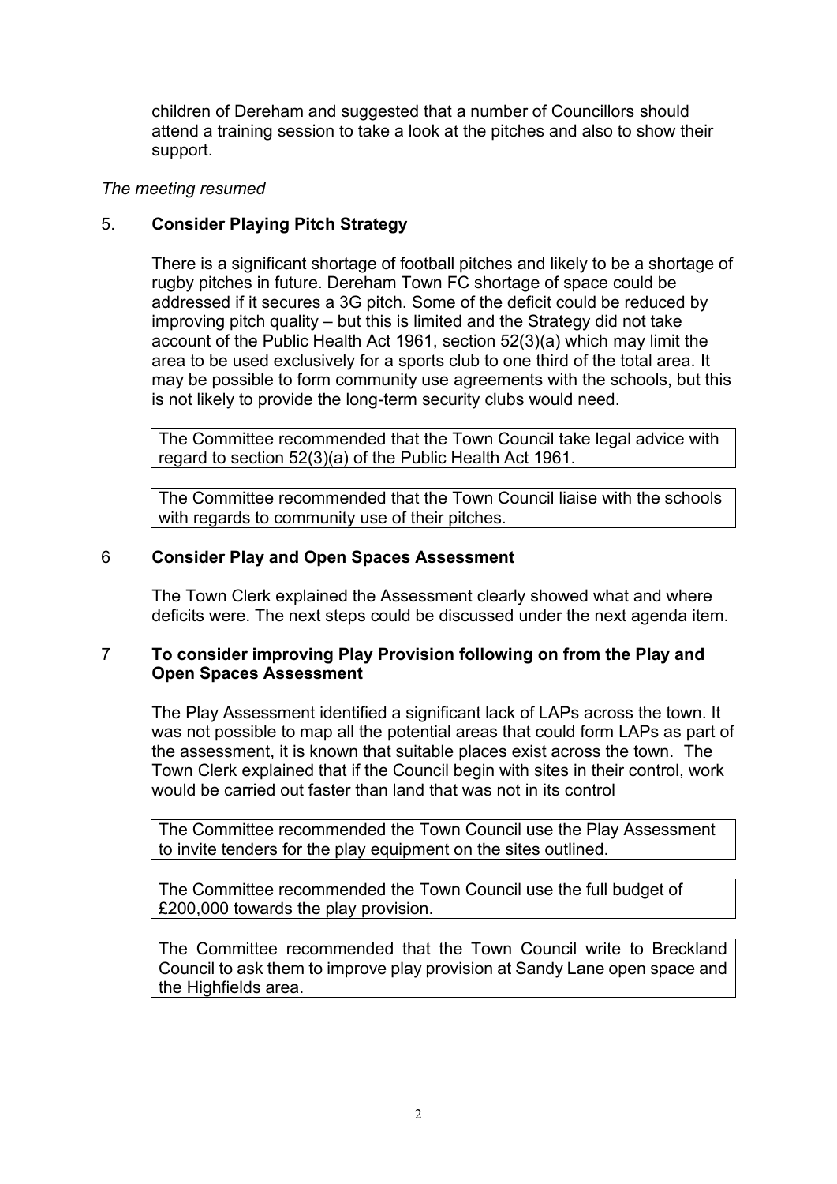children of Dereham and suggested that a number of Councillors should attend a training session to take a look at the pitches and also to show their support.

*The meeting resumed*

## 5. **Consider Playing Pitch Strategy**

There is a significant shortage of football pitches and likely to be a shortage of rugby pitches in future. Dereham Town FC shortage of space could be addressed if it secures a 3G pitch. Some of the deficit could be reduced by improving pitch quality – but this is limited and the Strategy did not take account of the Public Health Act 1961, section 52(3)(a) which may limit the area to be used exclusively for a sports club to one third of the total area. It may be possible to form community use agreements with the schools, but this is not likely to provide the long-term security clubs would need.

> The Committee recommended that the Town Council take legal advice with regard to section 52(3)(a) of the Public Health Act 1961.

> The Committee recommended that the Town Council liaise with the schools with regards to community use of their pitches.

## 6 **Consider Play and Open Spaces Assessment**

The Town Clerk explained the Assessment clearly showed what and where deficits were. The next steps could be discussed under the next agenda item.

## 7 **To consider improving Play Provision following on from the Play and Open Spaces Assessment**

The Play Assessment identified a significant lack of LAPs across the town. It was not possible to map all the potential areas that could form LAPs as part of the assessment, it is known that suitable places exist across the town. The Town Clerk explained that if the Council begin with sites in their control, work would be carried out faster than land that was not in its control

> The Committee recommended the Town Council use the Play Assessment to invite tenders for the play equipment on the sites outlined.

> The Committee recommended the Town Council use the full budget of £200,000 towards the play provision.

> The Committee recommended that the Town Council write to Breckland Council to ask them to improve play provision at Sandy Lane open space and the Highfields area.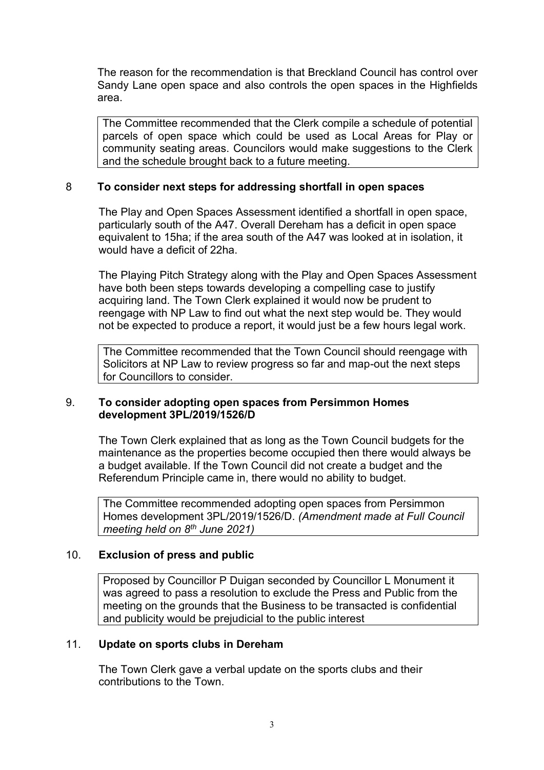The reason for the recommendation is that Breckland Council has control over Sandy Lane open space and also controls the open spaces in the Highfields area.

> The Committee recommended that the Clerk compile a schedule of potential parcels of open space which could be used as Local Areas for Play or community seating areas. Councilors would make suggestions to the Clerk and the schedule brought back to a future meeting.

## 8 To consider next steps for addressing shortfall in open spaces

The Play and Open Spaces Assessment identified a shortfall in open space, particularly south of the A47. Overall Dereham has a deficit in open space equivalent to 15ha; if the area south of the A47 was looked at in isolation, it would have a deficit of 22ha.

The Playing Pitch Strategy along with the Play and Open Spaces Assessment have both been steps towards developing a compelling case to justify acquiring land. The Town Clerk explained it would now be prudent to reengage with NP Law to find out what the next step would be. They would not be expected to produce a report, it would just be a few hours legal work.

> The Committee recommended that the Town Council should reengage with Solicitors at NP Law to review progress so far and map-out the next steps for Councillors to consider.

## 9. To consider adopting open spaces from Persimmon Homes development 3PL/2019/1526/D

The Town Clerk explained that as long as the Town Council budgets for the maintenance as the properties become occupied then there would always be a budget available. If the Town Council did not create a budget and the Referendum Principle came in, there would no ability to budget.

> The Committee recommended adopting open spaces from Persimmon Homes development 3PL/2019/1526/D. *(Amendment made at Full Council meeting held on 8th June 2021)*

## 10. Exclusion of press and public

> Proposed by Councillor P Duigan seconded by Councillor L Monument it was agreed to pass a resolution to exclude the Press and Public from the meeting on the grounds that the Business to be transacted is confidential and publicity would be prejudicial to the public interest

## 11. Update on sports clubs in Dereham

The Town Clerk gave a verbal update on the sports clubs and their contributions to the Town.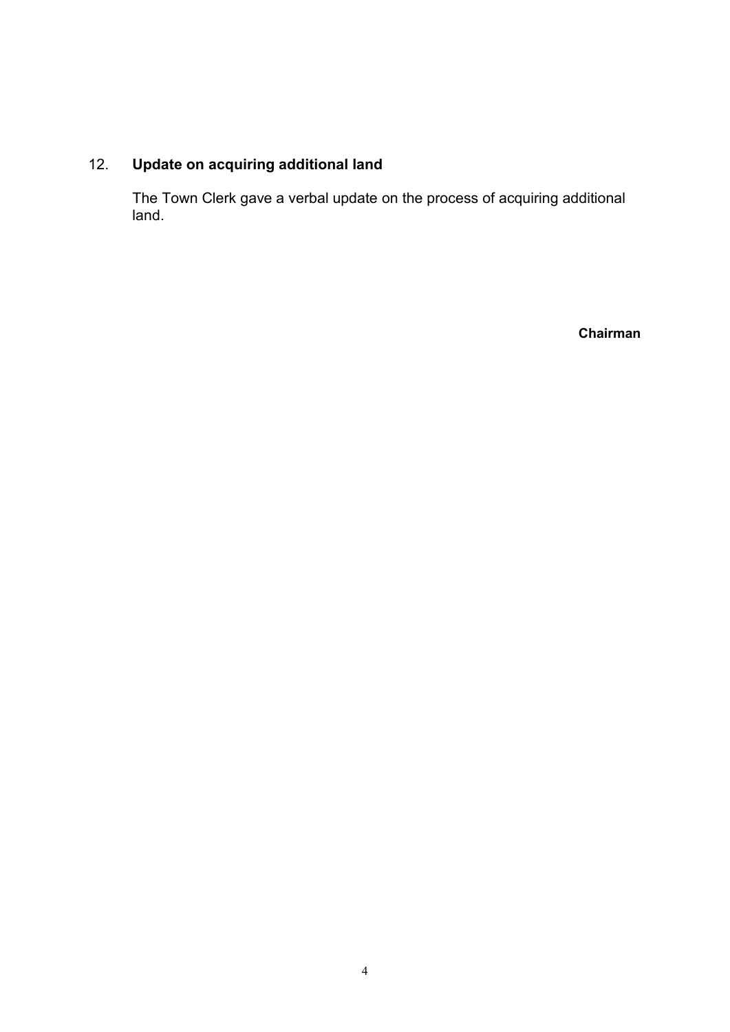12. **Update on acquiring additional land**

The Town Clerk gave a verbal update on the process of acquiring additional land.

**Chairman**